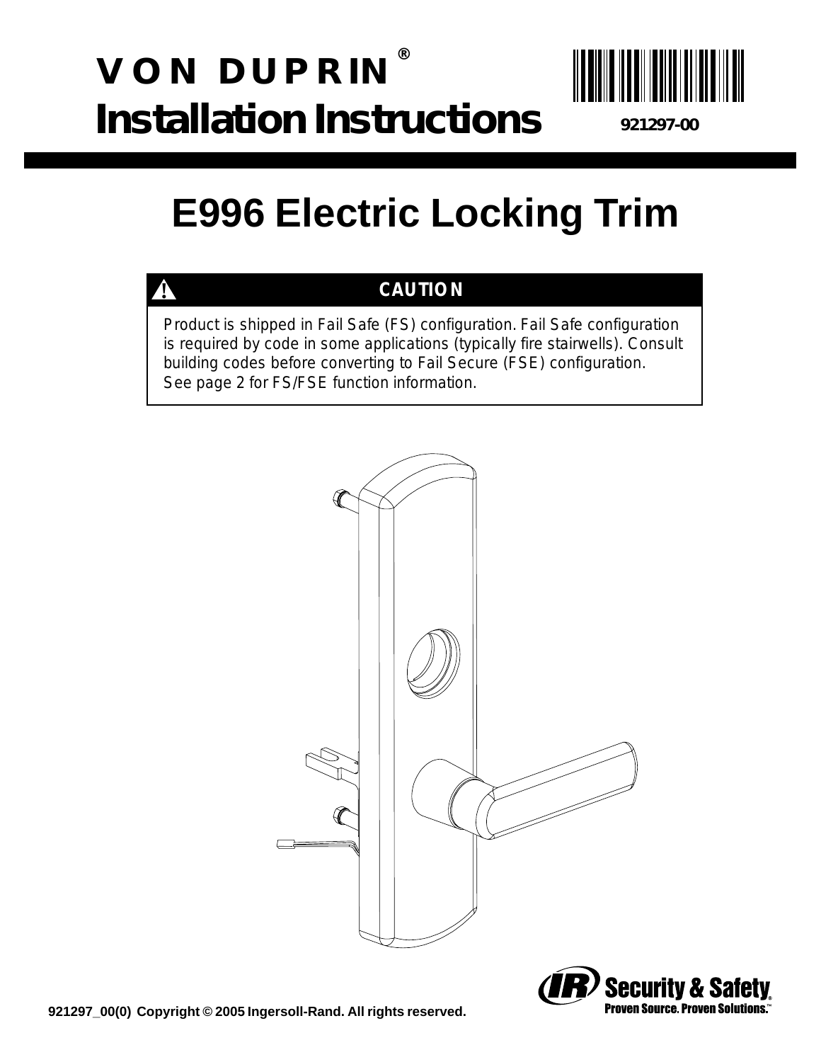# VON DUPRIN®
# Installation Instructions

921297-00

# E996 Electric Locking Trim

**CAUTION**

Product is shipped in Fail Safe (FS) configuration. Fail Safe configuration is required by code in some applications (typically fire stairwells). Consult building codes before converting to Fail Secure (FSE) configuration. See page 2 for FS/FSE function information.

921297_00(0) Copyright © 2005 Ingersoll-Rand. All rights reserved.

IR Security & Safety
Proven Source. Proven Solutions.™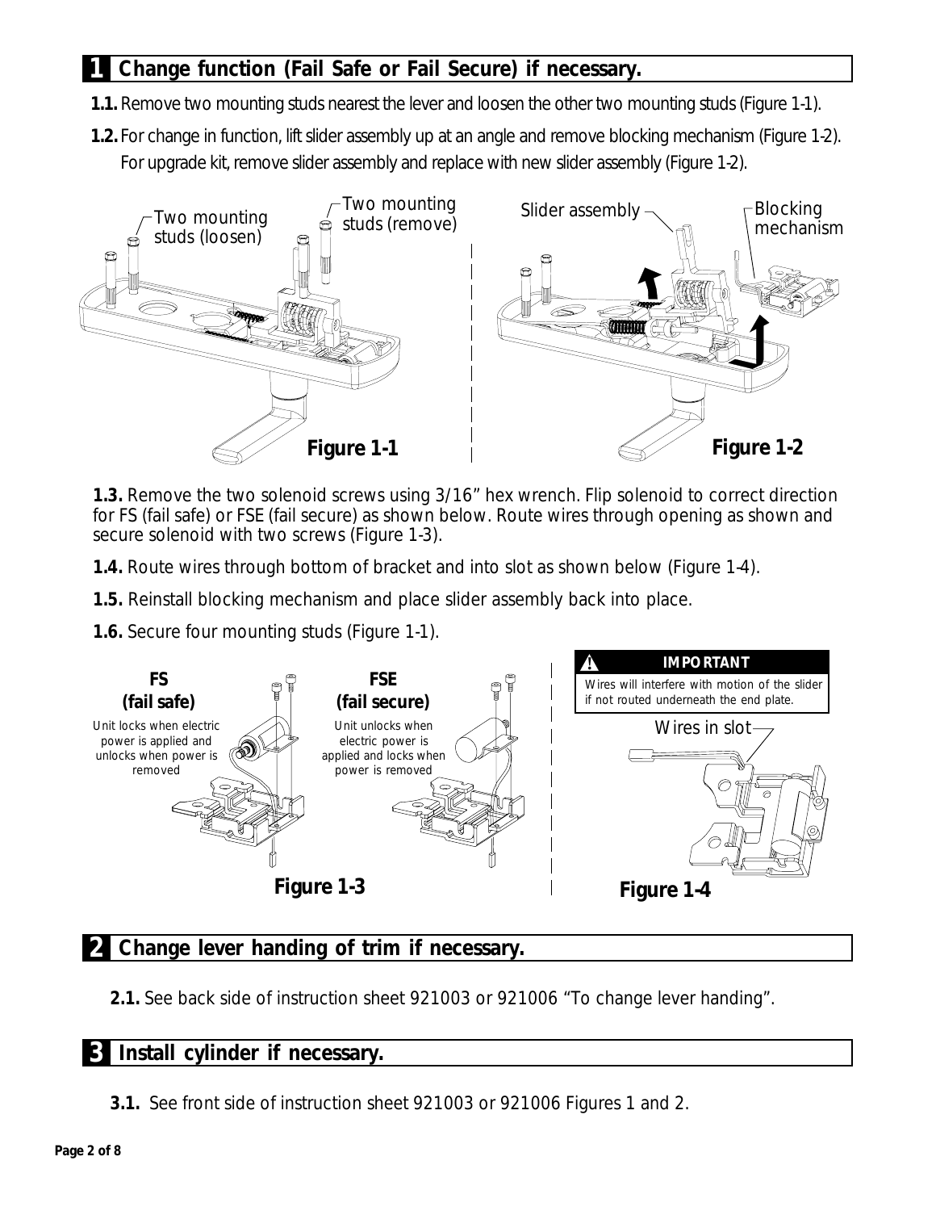## 1 Change function (Fail Safe or Fail Secure) if necessary.

**1.1.** Remove two mounting studs nearest the lever and loosen the other two mounting studs (Figure 1-1).

**1.2.** For change in function, lift slider assembly up at an angle and remove blocking mechanism (Figure 1-2). For upgrade kit, remove slider assembly and replace with new slider assembly (Figure 1-2).

Two mounting studs (loosen)

Two mounting studs (remove)

**Figure 1-1**

Slider assembly

Blocking mechanism

**Figure 1-2**

**1.3.** Remove the two solenoid screws using 3/16" hex wrench. Flip solenoid to correct direction for FS (fail safe) or FSE (fail secure) as shown below. Route wires through opening as shown and secure solenoid with two screws (Figure 1-3).

**1.4.** Route wires through bottom of bracket and into slot as shown below (Figure 1-4).

**1.5.** Reinstall blocking mechanism and place slider assembly back into place.

**1.6.** Secure four mounting studs (Figure 1-1).

**FS (fail safe)**

Unit locks when electric power is applied and unlocks when power is removed

**FSE (fail secure)**

Unit unlocks when electric power is applied and locks when power is removed

**Figure 1-3**

**IMPORTANT**

Wires will interfere with motion of the slider if not routed underneath the end plate.

Wires in slot

**Figure 1-4**

## 2 Change lever handing of trim if necessary.

**2.1.** See back side of instruction sheet 921003 or 921006 "To change lever handing".

## 3 Install cylinder if necessary.

**3.1.** See front side of instruction sheet 921003 or 921006 Figures 1 and 2.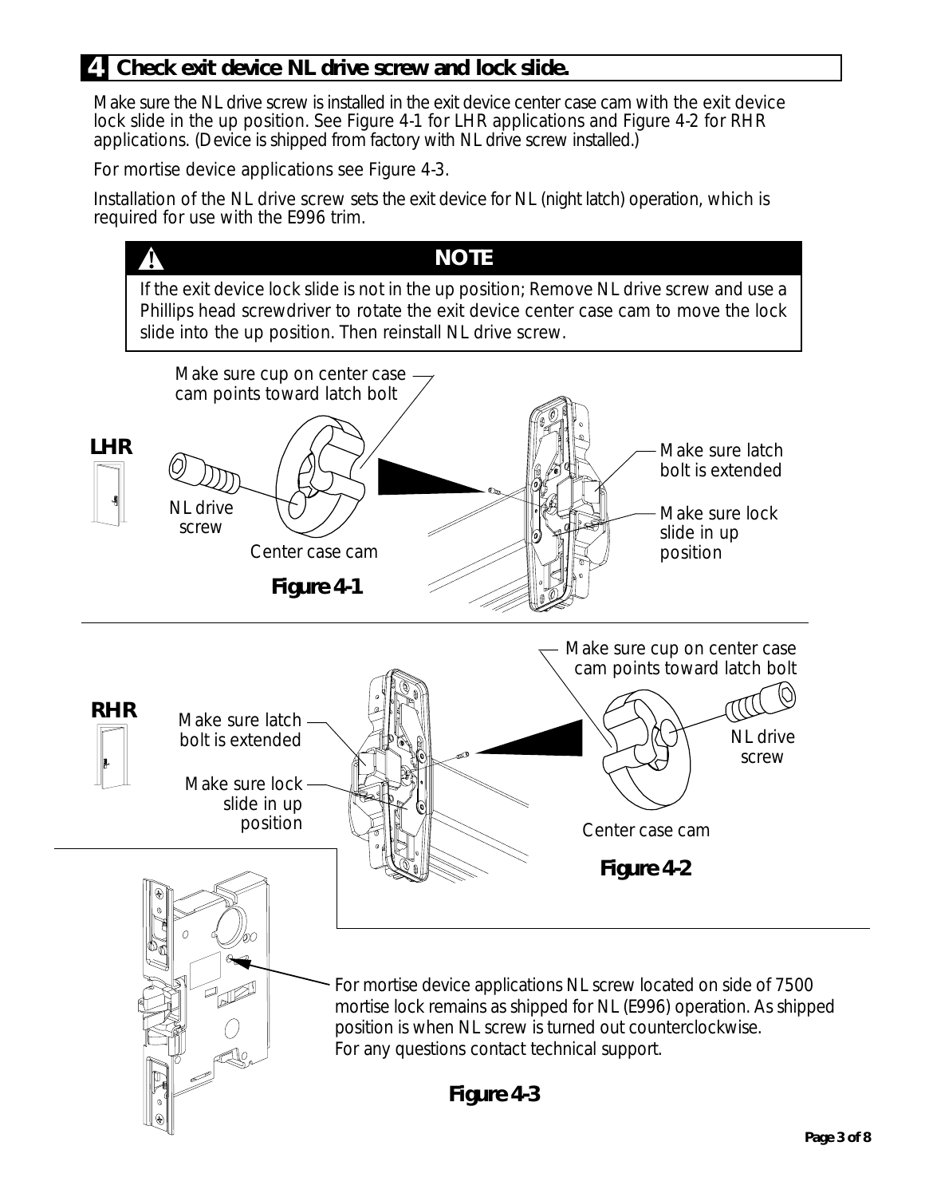## 4 Check exit device NL drive screw and lock slide.

Make sure the NL drive screw is installed in the exit device center case cam with the exit device lock slide in the up position. See Figure 4-1 for LHR applications and Figure 4-2 for RHR applications. (Device is shipped from factory with NL drive screw installed.)

For mortise device applications see Figure 4-3.

Installation of the NL drive screw sets the exit device for NL (night latch) operation, which is required for use with the E996 trim.

> **⚠ NOTE**
>
> If the exit device lock slide is not in the up position; Remove NL drive screw and use a Phillips head screwdriver to rotate the exit device center case cam to move the lock slide into the up position. Then reinstall NL drive screw.

**LHR**

Make sure cup on center case cam points toward latch bolt

NL drive screw

Center case cam

Make sure latch bolt is extended

Make sure lock slide in up position

**Figure 4-1**

**RHR**

Make sure latch bolt is extended

Make sure lock slide in up position

Make sure cup on center case cam points toward latch bolt

NL drive screw

Center case cam

**Figure 4-2**

For mortise device applications NL screw located on side of 7500 mortise lock remains as shipped for NL (E996) operation. As shipped position is when NL screw is turned out counterclockwise.
For any questions contact technical support.

**Figure 4-3**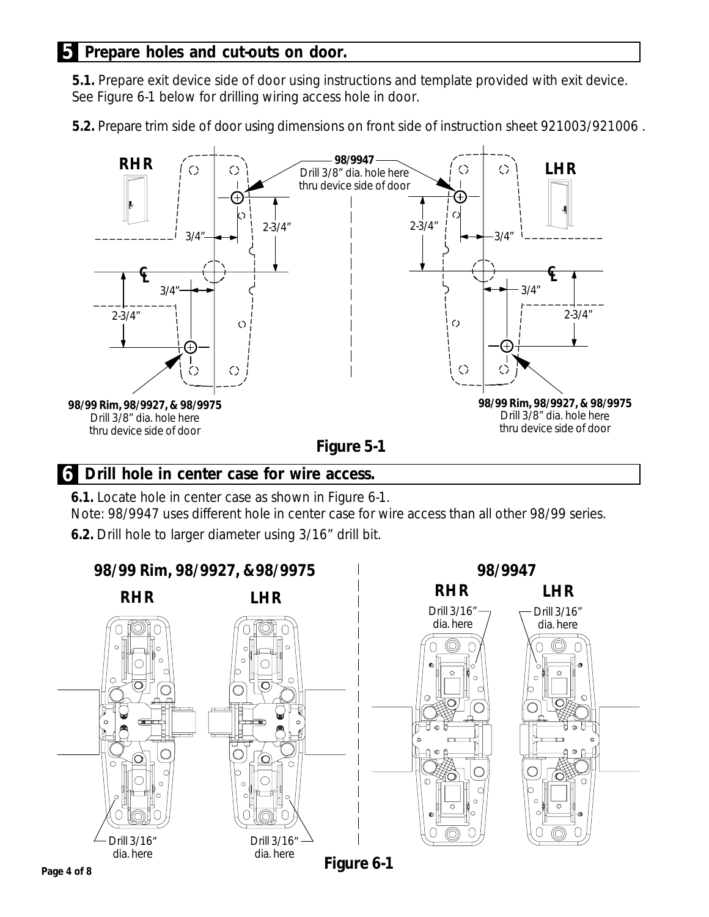## 5 Prepare holes and cut-outs on door.

**5.1.** Prepare exit device side of door using instructions and template provided with exit device. See Figure 6-1 below for drilling wiring access hole in door.

**5.2.** Prepare trim side of door using dimensions on front side of instruction sheet 921003/921006 .

RHR

LHR

**98/9947**
Drill 3/8" dia. hole here thru device side of door

3/4"

2-3/4"

**98/99 Rim, 98/9927, & 98/9975**
Drill 3/8" dia. hole here thru device side of door

**Figure 5-1**

## 6 Drill hole in center case for wire access.

**6.1.** Locate hole in center case as shown in Figure 6-1.
Note: 98/9947 uses different hole in center case for wire access than all other 98/99 series.

**6.2.** Drill hole to larger diameter using 3/16" drill bit.

**98/99 Rim, 98/9927, &98/9975**

RHR — Drill 3/16" dia. here

LHR — Drill 3/16" dia. here

**98/9947**

RHR — Drill 3/16" dia. here

LHR — Drill 3/16" dia. here

**Figure 6-1**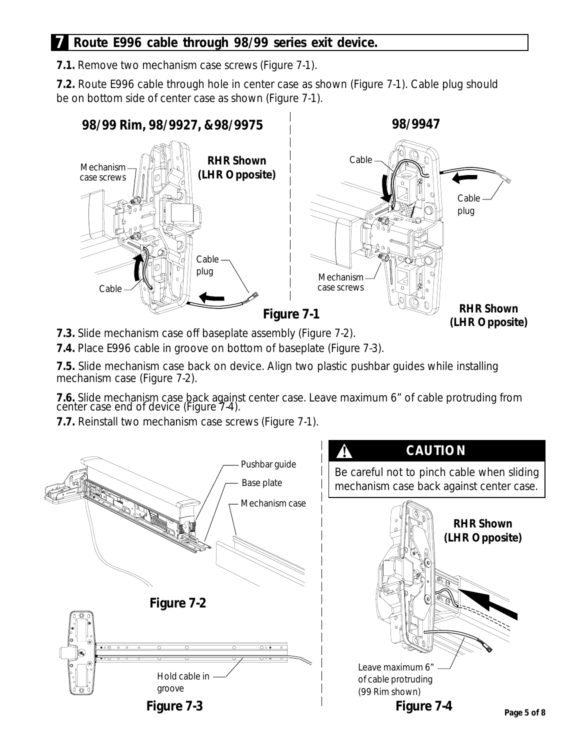## 7 Route E996 cable through 98/99 series exit device.

**7.1.** Remove two mechanism case screws (Figure 7-1).

**7.2.** Route E996 cable through hole in center case as shown (Figure 7-1). Cable plug should be on bottom side of center case as shown (Figure 7-1).

**98/99 Rim, 98/9927, &98/9975**

Mechanism case screws

**RHR Shown (LHR Opposite)**

Cable plug

Cable

**98/9947**

Cable

Cable plug

Mechanism case screws

**RHR Shown (LHR Opposite)**

**Figure 7-1**

**7.3.** Slide mechanism case off baseplate assembly (Figure 7-2).

**7.4.** Place E996 cable in groove on bottom of baseplate (Figure 7-3).

**7.5.** Slide mechanism case back on device. Align two plastic pushbar guides while installing mechanism case (Figure 7-2).

**7.6.** Slide mechanism case back against center case. Leave maximum 6" of cable protruding from center case end of device (Figure 7-4).

**7.7.** Reinstall two mechanism case screws (Figure 7-1).

Pushbar guide

Base plate

Mechanism case

**Figure 7-2**

Hold cable in groove

**Figure 7-3**

**⚠ CAUTION**

Be careful not to pinch cable when sliding mechanism case back against center case.

**RHR Shown (LHR Opposite)**

Leave maximum 6" of cable protruding (99 Rim shown)

**Figure 7-4**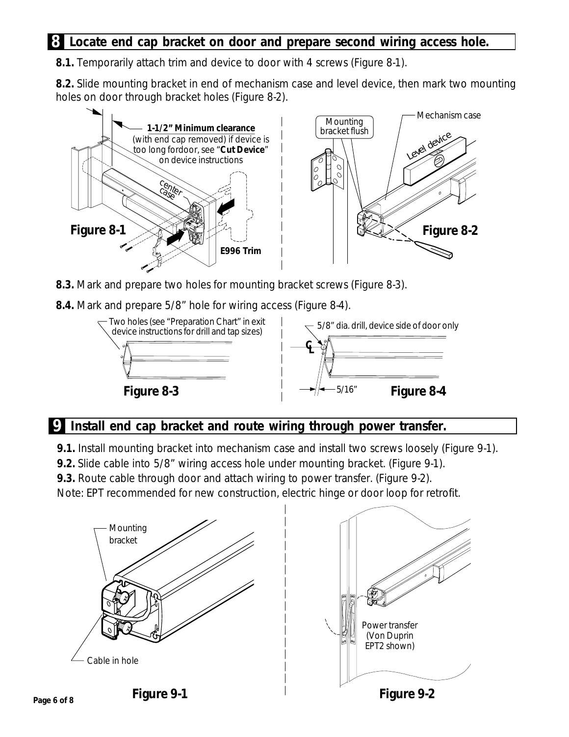## 8 Locate end cap bracket on door and prepare second wiring access hole.

**8.1.** Temporarily attach trim and device to door with 4 screws (Figure 8-1).

**8.2.** Slide mounting bracket in end of mechanism case and level device, then mark two mounting holes on door through bracket holes (Figure 8-2).

**1-1/2" Minimum clearance** (with end cap removed) if device is too long fordoor, see "**Cut Device**" on device instructions

center case

E996 Trim

**Figure 8-1**

Mounting bracket flush

Mechanism case

Level device

**Figure 8-2**

**8.3.** Mark and prepare two holes for mounting bracket screws (Figure 8-3).

**8.4.** Mark and prepare 5/8" hole for wiring access (Figure 8-4).

Two holes (see "Preparation Chart" in exit device instructions for drill and tap sizes)

**Figure 8-3**

5/8" dia. drill, device side of door only

CL

5/16"

**Figure 8-4**

## 9 Install end cap bracket and route wiring through power transfer.

**9.1.** Install mounting bracket into mechanism case and install two screws loosely (Figure 9-1).

**9.2.** Slide cable into 5/8" wiring access hole under mounting bracket. (Figure 9-1).

**9.3.** Route cable through door and attach wiring to power transfer. (Figure 9-2).

Note: EPT recommended for new construction, electric hinge or door loop for retrofit.

Mounting bracket

Cable in hole

**Figure 9-1**

Power transfer (Von Duprin EPT2 shown)

**Figure 9-2**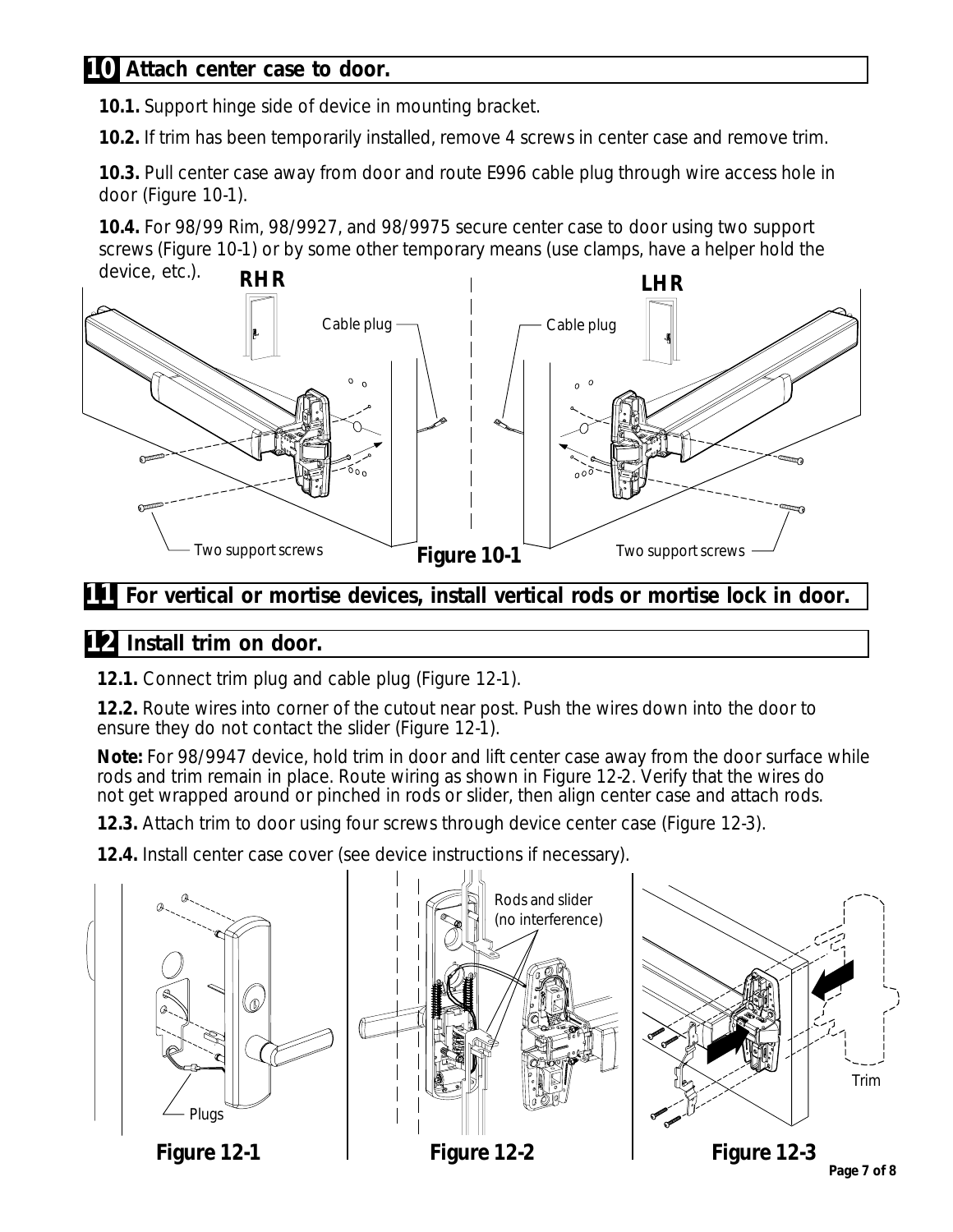## 10 Attach center case to door.

**10.1.** Support hinge side of device in mounting bracket.

**10.2.** If trim has been temporarily installed, remove 4 screws in center case and remove trim.

**10.3.** Pull center case away from door and route E996 cable plug through wire access hole in door (Figure 10-1).

**10.4.** For 98/99 Rim, 98/9927, and 98/9975 secure center case to door using two support screws (Figure 10-1) or by some other temporary means (use clamps, have a helper hold the device, etc.).

RHR — Cable plug — Two support screws

LHR — Cable plug — Two support screws

**Figure 10-1**

## 11 For vertical or mortise devices, install vertical rods or mortise lock in door.

## 12 Install trim on door.

**12.1.** Connect trim plug and cable plug (Figure 12-1).

**12.2.** Route wires into corner of the cutout near post. Push the wires down into the door to ensure they do not contact the slider (Figure 12-1).

**Note:** For 98/9947 device, hold trim in door and lift center case away from the door surface while rods and trim remain in place. Route wiring as shown in Figure 12-2. Verify that the wires do not get wrapped around or pinched in rods or slider, then align center case and attach rods.

**12.3.** Attach trim to door using four screws through device center case (Figure 12-3).

**12.4.** Install center case cover (see device instructions if necessary).

Plugs

**Figure 12-1**

Rods and slider (no interference)

**Figure 12-2**

Trim

**Figure 12-3**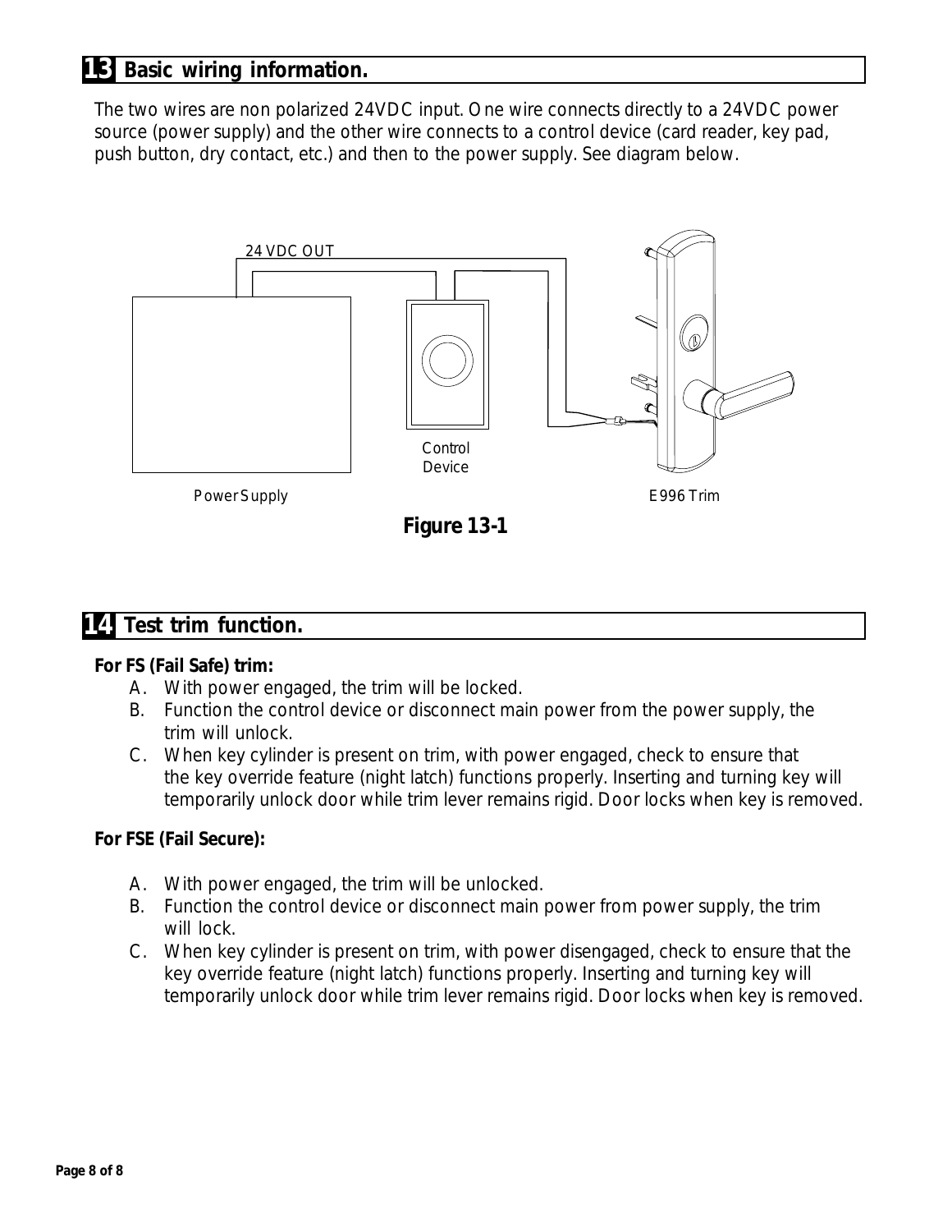## 13 Basic wiring information.

The two wires are non polarized 24VDC input. One wire connects directly to a 24VDC power source (power supply) and the other wire connects to a control device (card reader, key pad, push button, dry contact, etc.) and then to the power supply. See diagram below.

24 VDC OUT

Control Device

Power Supply

E996 Trim

**Figure 13-1**

## 14 Test trim function.

**For FS (Fail Safe) trim:**

A. With power engaged, the trim will be locked.
B. Function the control device or disconnect main power from the power supply, the trim will unlock.
C. When key cylinder is present on trim, with power engaged, check to ensure that the key override feature (night latch) functions properly. Inserting and turning key will temporarily unlock door while trim lever remains rigid. Door locks when key is removed.

**For FSE (Fail Secure):**

A. With power engaged, the trim will be unlocked.
B. Function the control device or disconnect main power from power supply, the trim will lock.
C. When key cylinder is present on trim, with power disengaged, check to ensure that the key override feature (night latch) functions properly. Inserting and turning key will temporarily unlock door while trim lever remains rigid. Door locks when key is removed.